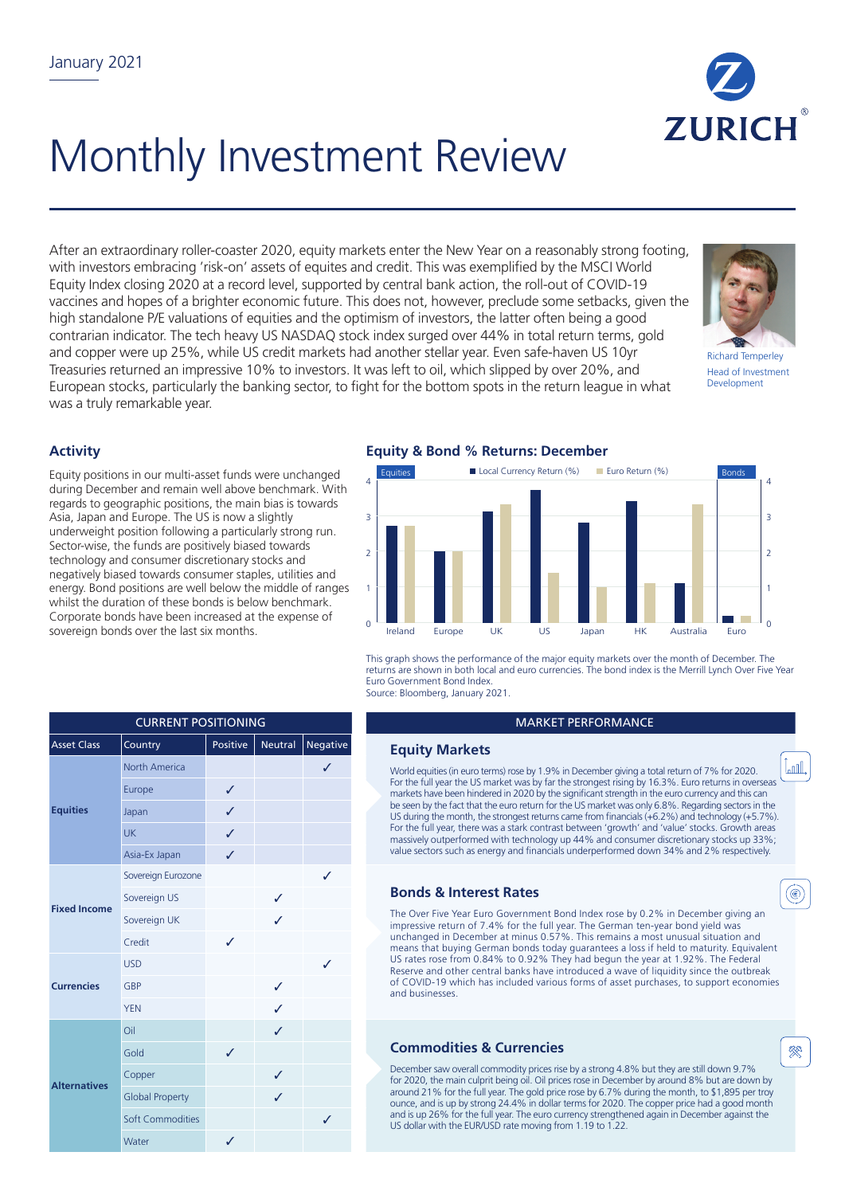January 2021

# Monthly Investment Review

After an extraordinary roller-coaster 2020, equity markets enter the New Year on a reasonably strong footing, with investors embracing 'risk-on' assets of equites and credit. This was exemplified by the MSCI World Equity Index closing 2020 at a record level, supported by central bank action, the roll-out of COVID-19 vaccines and hopes of a brighter economic future. This does not, however, preclude some setbacks, given the high standalone P/E valuations of equities and the optimism of investors, the latter often being a good contrarian indicator. The tech heavy US NASDAQ stock index surged over 44% in total return terms, gold and copper were up 25%, while US credit markets had another stellar year. Even safe-haven US 10yr Treasuries returned an impressive 10% to investors. It was left to oil, which slipped by over 20%, and European stocks, particularly the banking sector, to fight for the bottom spots in the return league in what was a truly remarkable year.

Richard Temperley
Head of Investment Development

## Activity

Equity positions in our multi-asset funds were unchanged during December and remain well above benchmark. With regards to geographic positions, the main bias is towards Asia, Japan and Europe. The US is now a slightly underweight position following a particularly strong run. Sector-wise, the funds are positively biased towards technology and consumer discretionary stocks and negatively biased towards consumer staples, utilities and energy. Bond positions are well below the middle of ranges whilst the duration of these bonds is below benchmark. Corporate bonds have been increased at the expense of sovereign bonds over the last six months.

## Equity & Bond % Returns: December

This graph shows the performance of the major equity markets over the month of December. The returns are shown in both local and euro currencies. The bond index is the Merrill Lynch Over Five Year Euro Government Bond Index.
Source: Bloomberg, January 2021.

| CURRENT POSITIONING | | | | |
|---|---|---|---|---|
| Asset Class | Country | Positive | Neutral | Negative |
| **Equities** | North America | | | ✓ |
| | Europe | ✓ | | |
| | Japan | ✓ | | |
| | UK | ✓ | | |
| | Asia-Ex Japan | ✓ | | |
| **Fixed Income** | Sovereign Eurozone | | | ✓ |
| | Sovereign US | | ✓ | |
| | Sovereign UK | | ✓ | |
| | Credit | ✓ | | |
| **Currencies** | USD | | | ✓ |
| | GBP | | ✓ | |
| | YEN | | ✓ | |
| **Alternatives** | Oil | | ✓ | |
| | Gold | ✓ | | |
| | Copper | | ✓ | |
| | Global Property | | ✓ | |
| | Soft Commodities | | | ✓ |
| | Water | ✓ | | |

## MARKET PERFORMANCE

### Equity Markets

World equities (in euro terms) rose by 1.9% in December giving a total return of 7% for 2020. For the full year the US market was by far the strongest rising by 16.3%. Euro returns in overseas markets have been hindered in 2020 by the significant strength in the euro currency and this can be seen by the fact that the euro return for the US market was only 6.8%. Regarding sectors in the US during the month, the strongest returns came from financials (+6.2%) and technology (+5.7%). For the full year, there was a stark contrast between 'growth' and 'value' stocks. Growth areas massively outperformed with technology up 44% and consumer discretionary stocks up 33%; value sectors such as energy and financials underperformed down 34% and 2% respectively.

### Bonds & Interest Rates

The Over Five Year Euro Government Bond Index rose by 0.2% in December giving an impressive return of 7.4% for the full year. The German ten-year bond yield was unchanged in December at minus 0.57%. This remains a most unusual situation and means that buying German bonds today guarantees a loss if held to maturity. Equivalent US rates rose from 0.84% to 0.92% They had begun the year at 1.92%. The Federal Reserve and other central banks have introduced a wave of liquidity since the outbreak of COVID-19 which has included various forms of asset purchases, to support economies and businesses.

### Commodities & Currencies

December saw overall commodity prices rise by a strong 4.8% but they are still down 9.7% for 2020, the main culprit being oil. Oil prices rose in December by around 8% but are down by around 21% for the full year. The gold price rose by 6.7% during the month, to $1,895 per troy ounce, and is up by strong 24.4% in dollar terms for 2020. The copper price had a good month and is up 26% for the full year. The euro currency strengthened again in December against the US dollar with the EUR/USD rate moving from 1.19 to 1.22.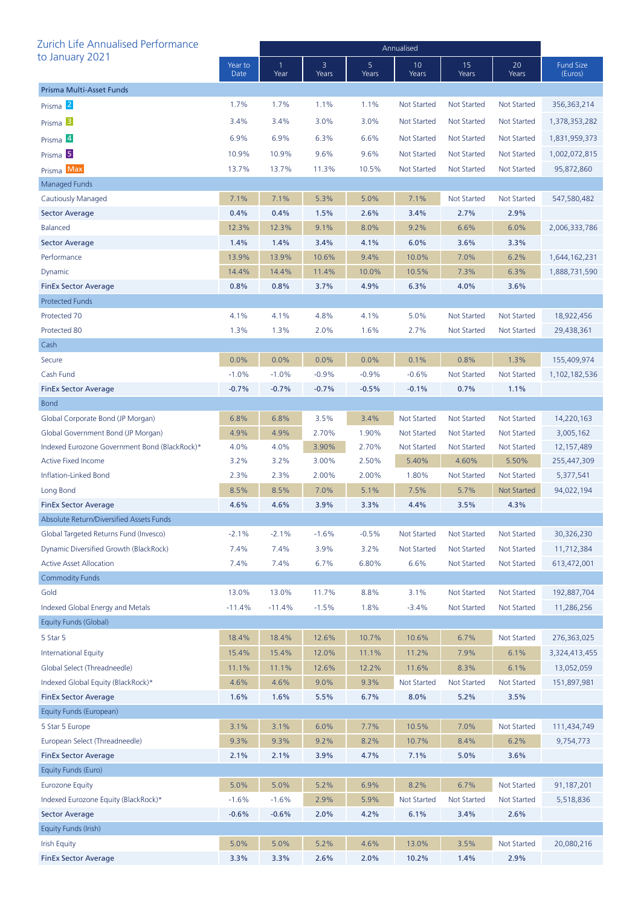# Zurich Life Annualised Performance to January 2021

| | Year to Date | Annualised | | | | | | Fund Size (Euros) |
|---|---|---|---|---|---|---|---|---|
| | | 1 Year | 3 Years | 5 Years | 10 Years | 15 Years | 20 Years | |
| **Prisma Multi-Asset Funds** | | | | | | | | |
| Prisma 2 | 1.7% | 1.7% | 1.1% | 1.1% | Not Started | Not Started | Not Started | 356,363,214 |
| Prisma 3 | 3.4% | 3.4% | 3.0% | 3.0% | Not Started | Not Started | Not Started | 1,378,353,282 |
| Prisma 4 | 6.9% | 6.9% | 6.3% | 6.6% | Not Started | Not Started | Not Started | 1,831,959,373 |
| Prisma 5 | 10.9% | 10.9% | 9.6% | 9.6% | Not Started | Not Started | Not Started | 1,002,072,815 |
| Prisma Max | 13.7% | 13.7% | 11.3% | 10.5% | Not Started | Not Started | Not Started | 95,872,860 |
| **Managed Funds** | | | | | | | | |
| Cautiously Managed | 7.1% | 7.1% | 5.3% | 5.0% | 7.1% | Not Started | Not Started | 547,580,482 |
| **Sector Average** | **0.4%** | **0.4%** | **1.5%** | **2.6%** | **3.4%** | **2.7%** | **2.9%** | |
| Balanced | 12.3% | 12.3% | 9.1% | 8.0% | 9.2% | 6.6% | 6.0% | 2,006,333,786 |
| **Sector Average** | **1.4%** | **1.4%** | **3.4%** | **4.1%** | **6.0%** | **3.6%** | **3.3%** | |
| Performance | 13.9% | 13.9% | 10.6% | 9.4% | 10.0% | 7.0% | 6.2% | 1,644,162,231 |
| Dynamic | 14.4% | 14.4% | 11.4% | 10.0% | 10.5% | 7.3% | 6.3% | 1,888,731,590 |
| **FinEx Sector Average** | **0.8%** | **0.8%** | **3.7%** | **4.9%** | **6.3%** | **4.0%** | **3.6%** | |
| **Protected Funds** | | | | | | | | |
| Protected 70 | 4.1% | 4.1% | 4.8% | 4.1% | 5.0% | Not Started | Not Started | 18,922,456 |
| Protected 80 | 1.3% | 1.3% | 2.0% | 1.6% | 2.7% | Not Started | Not Started | 29,438,361 |
| **Cash** | | | | | | | | |
| Secure | 0.0% | 0.0% | 0.0% | 0.0% | 0.1% | 0.8% | 1.3% | 155,409,974 |
| Cash Fund | -1.0% | -1.0% | -0.9% | -0.9% | -0.6% | Not Started | Not Started | 1,102,182,536 |
| **FinEx Sector Average** | **-0.7%** | **-0.7%** | **-0.7%** | **-0.5%** | **-0.1%** | **0.7%** | **1.1%** | |
| **Bond** | | | | | | | | |
| Global Corporate Bond (JP Morgan) | 6.8% | 6.8% | 3.5% | 3.4% | Not Started | Not Started | Not Started | 14,220,163 |
| Global Government Bond (JP Morgan) | 4.9% | 4.9% | 2.70% | 1.90% | Not Started | Not Started | Not Started | 3,005,162 |
| Indexed Eurozone Government Bond (BlackRock)* | 4.0% | 4.0% | 3.90% | 2.70% | Not Started | Not Started | Not Started | 12,157,489 |
| Active Fixed Income | 3.2% | 3.2% | 3.00% | 2.50% | 5.40% | 4.60% | 5.50% | 255,447,309 |
| Inflation-Linked Bond | 2.3% | 2.3% | 2.00% | 2.00% | 1.80% | Not Started | Not Started | 5,377,541 |
| Long Bond | 8.5% | 8.5% | 7.0% | 5.1% | 7.5% | 5.7% | Not Started | 94,022,194 |
| **FinEx Sector Average** | **4.6%** | **4.6%** | **3.9%** | **3.3%** | **4.4%** | **3.5%** | **4.3%** | |
| **Absolute Return/Diversified Assets Funds** | | | | | | | | |
| Global Targeted Returns Fund (Invesco) | -2.1% | -2.1% | -1.6% | -0.5% | Not Started | Not Started | Not Started | 30,326,230 |
| Dynamic Diversified Growth (BlackRock) | 7.4% | 7.4% | 3.9% | 3.2% | Not Started | Not Started | Not Started | 11,712,384 |
| Active Asset Allocation | 7.4% | 7.4% | 6.7% | 6.80% | 6.6% | Not Started | Not Started | 613,472,001 |
| **Commodity Funds** | | | | | | | | |
| Gold | 13.0% | 13.0% | 11.7% | 8.8% | 3.1% | Not Started | Not Started | 192,887,704 |
| Indexed Global Energy and Metals | -11.4% | -11.4% | -1.5% | 1.8% | -3.4% | Not Started | Not Started | 11,286,256 |
| **Equity Funds (Global)** | | | | | | | | |
| 5 Star 5 | 18.4% | 18.4% | 12.6% | 10.7% | 10.6% | 6.7% | Not Started | 276,363,025 |
| International Equity | 15.4% | 15.4% | 12.0% | 11.1% | 11.2% | 7.9% | 6.1% | 3,324,413,455 |
| Global Select (Threadneedle) | 11.1% | 11.1% | 12.6% | 12.2% | 11.6% | 8.3% | 6.1% | 13,052,059 |
| Indexed Global Equity (BlackRock)* | 4.6% | 4.6% | 9.0% | 9.3% | Not Started | Not Started | Not Started | 151,897,981 |
| **FinEx Sector Average** | **1.6%** | **1.6%** | **5.5%** | **6.7%** | **8.0%** | **5.2%** | **3.5%** | |
| **Equity Funds (European)** | | | | | | | | |
| 5 Star 5 Europe | 3.1% | 3.1% | 6.0% | 7.7% | 10.5% | 7.0% | Not Started | 111,434,749 |
| European Select (Threadneedle) | 9.3% | 9.3% | 9.2% | 8.2% | 10.7% | 8.4% | 6.2% | 9,754,773 |
| **FinEx Sector Average** | **2.1%** | **2.1%** | **3.9%** | **4.7%** | **7.1%** | **5.0%** | **3.6%** | |
| **Equity Funds (Euro)** | | | | | | | | |
| Eurozone Equity | 5.0% | 5.0% | 5.2% | 6.9% | 8.2% | 6.7% | Not Started | 91,187,201 |
| Indexed Eurozone Equity (BlackRock)* | -1.6% | -1.6% | 2.9% | 5.9% | Not Started | Not Started | Not Started | 5,518,836 |
| **Sector Average** | **-0.6%** | **-0.6%** | **2.0%** | **4.2%** | **6.1%** | **3.4%** | **2.6%** | |
| **Equity Funds (Irish)** | | | | | | | | |
| Irish Equity | 5.0% | 5.0% | 5.2% | 4.6% | 13.0% | 3.5% | Not Started | 20,080,216 |
| **FinEx Sector Average** | **3.3%** | **3.3%** | **2.6%** | **2.0%** | **10.2%** | **1.4%** | **2.9%** | |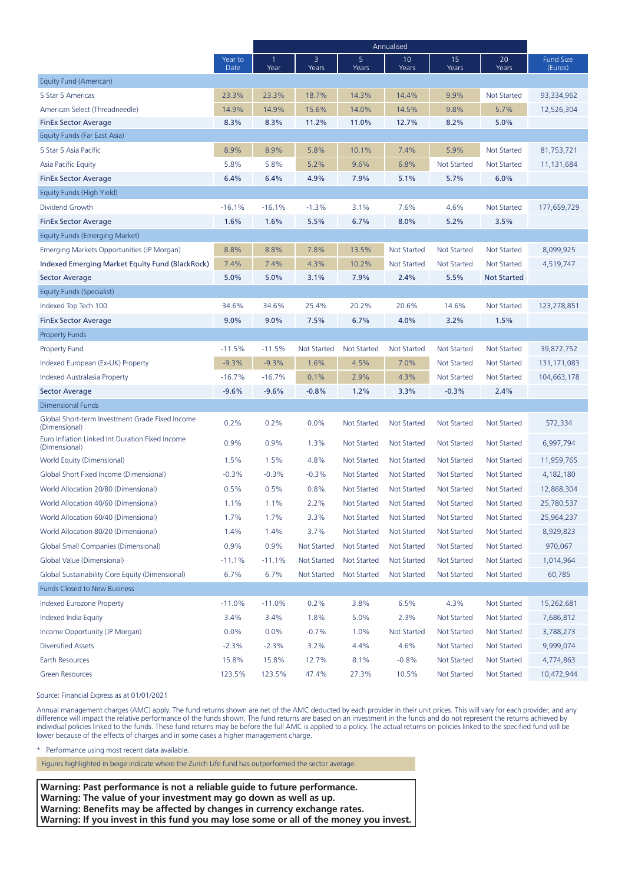| | | Annualised | | | | | | |
|---|---|---|---|---|---|---|---|---|
| | Year to Date | 1 Year | 3 Years | 5 Years | 10 Years | 15 Years | 20 Years | Fund Size (Euros) |
| **Equity Fund (American)** | | | | | | | | |
| 5 Star 5 Americas | 23.3% | 23.3% | 18.7% | 14.3% | 14.4% | 9.9% | Not Started | 93,334,962 |
| American Select (Threadneedle) | 14.9% | 14.9% | 15.6% | 14.0% | 14.5% | 9.8% | 5.7% | 12,526,304 |
| **FinEx Sector Average** | **8.3%** | **8.3%** | **11.2%** | **11.0%** | **12.7%** | **8.2%** | **5.0%** | |
| **Equity Funds (Far East Asia)** | | | | | | | | |
| 5 Star 5 Asia Pacific | 8.9% | 8.9% | 5.8% | 10.1% | 7.4% | 5.9% | Not Started | 81,753,721 |
| Asia Pacific Equity | 5.8% | 5.8% | 5.2% | 9.6% | 6.8% | Not Started | Not Started | 11,131,684 |
| **FinEx Sector Average** | **6.4%** | **6.4%** | **4.9%** | **7.9%** | **5.1%** | **5.7%** | **6.0%** | |
| **Equity Funds (High Yield)** | | | | | | | | |
| Dividend Growth | -16.1% | -16.1% | -1.3% | 3.1% | 7.6% | 4.6% | Not Started | 177,659,729 |
| **FinEx Sector Average** | **1.6%** | **1.6%** | **5.5%** | **6.7%** | **8.0%** | **5.2%** | **3.5%** | |
| **Equity Funds (Emerging Market)** | | | | | | | | |
| Emerging Markets Opportunities (JP Morgan) | 8.8% | 8.8% | 7.8% | 13.5% | Not Started | Not Started | Not Started | 8,099,925 |
| Indexed Emerging Market Equity Fund (BlackRock) | 7.4% | 7.4% | 4.3% | 10.2% | Not Started | Not Started | Not Started | 4,519,747 |
| **Sector Average** | **5.0%** | **5.0%** | **3.1%** | **7.9%** | **2.4%** | **5.5%** | **Not Started** | |
| **Equity Funds (Specialist)** | | | | | | | | |
| Indexed Top Tech 100 | 34.6% | 34.6% | 25.4% | 20.2% | 20.6% | 14.6% | Not Started | 123,278,851 |
| **FinEx Sector Average** | **9.0%** | **9.0%** | **7.5%** | **6.7%** | **4.0%** | **3.2%** | **1.5%** | |
| **Property Funds** | | | | | | | | |
| Property Fund | -11.5% | -11.5% | Not Started | Not Started | Not Started | Not Started | Not Started | 39,872,752 |
| Indexed European (Ex-UK) Property | -9.3% | -9.3% | 1.6% | 4.5% | 7.0% | Not Started | Not Started | 131,171,083 |
| Indexed Australasia Property | -16.7% | -16.7% | 0.1% | 2.9% | 4.3% | Not Started | Not Started | 104,663,178 |
| **Sector Average** | **-9.6%** | **-9.6%** | **-0.8%** | **1.2%** | **3.3%** | **-0.3%** | **2.4%** | |
| **Dimensional Funds** | | | | | | | | |
| Global Short-term Investment Grade Fixed Income (Dimensional) | 0.2% | 0.2% | 0.0% | Not Started | Not Started | Not Started | Not Started | 572,334 |
| Euro Inflation Linked Int Duration Fixed Income (Dimensional) | 0.9% | 0.9% | 1.3% | Not Started | Not Started | Not Started | Not Started | 6,997,794 |
| World Equity (Dimensional) | 1.5% | 1.5% | 4.8% | Not Started | Not Started | Not Started | Not Started | 11,959,765 |
| Global Short Fixed Income (Dimensional) | -0.3% | -0.3% | -0.3% | Not Started | Not Started | Not Started | Not Started | 4,182,180 |
| World Allocation 20/80 (Dimensional) | 0.5% | 0.5% | 0.8% | Not Started | Not Started | Not Started | Not Started | 12,868,304 |
| World Allocation 40/60 (Dimensional) | 1.1% | 1.1% | 2.2% | Not Started | Not Started | Not Started | Not Started | 25,780,537 |
| World Allocation 60/40 (Dimensional) | 1.7% | 1.7% | 3.3% | Not Started | Not Started | Not Started | Not Started | 25,964,237 |
| World Allocation 80/20 (Dimensional) | 1.4% | 1.4% | 3.7% | Not Started | Not Started | Not Started | Not Started | 8,929,823 |
| Global Small Companies (Dimensional) | 0.9% | 0.9% | Not Started | Not Started | Not Started | Not Started | Not Started | 970,067 |
| Global Value (Dimensional) | -11.1% | -11.1% | Not Started | Not Started | Not Started | Not Started | Not Started | 1,014,964 |
| Global Sustainability Core Equity (Dimensional) | 6.7% | 6.7% | Not Started | Not Started | Not Started | Not Started | Not Started | 60,785 |
| **Funds Closed to New Business** | | | | | | | | |
| Indexed Eurozone Property | -11.0% | -11.0% | 0.2% | 3.8% | 6.5% | 4.3% | Not Started | 15,262,681 |
| Indexed India Equity | 3.4% | 3.4% | 1.8% | 5.0% | 2.3% | Not Started | Not Started | 7,686,812 |
| Income Opportunity (JP Morgan) | 0.0% | 0.0% | -0.7% | 1.0% | Not Started | Not Started | Not Started | 3,788,273 |
| Diversified Assets | -2.3% | -2.3% | 3.2% | 4.4% | 4.6% | Not Started | Not Started | 9,999,074 |
| Earth Resources | 15.8% | 15.8% | 12.7% | 8.1% | -0.8% | Not Started | Not Started | 4,774,863 |
| Green Resources | 123.5% | 123.5% | 47.4% | 27.3% | 10.5% | Not Started | Not Started | 10,472,944 |

Source: Financial Express as at 01/01/2021

Annual management charges (AMC) apply. The fund returns shown are net of the AMC deducted by each provider in their unit prices. This will vary for each provider, and any difference will impact the relative performance of the funds shown. The fund returns are based on an investment in the funds and do not represent the returns achieved by individual policies linked to the funds. These fund returns may be before the full AMC is applied to a policy. The actual returns on policies linked to the specified fund will be lower because of the effects of charges and in some cases a higher management charge.

\* Performance using most recent data available.

Figures highlighted in beige indicate where the Zurich Life fund has outperformed the sector average.

**Warning: Past performance is not a reliable guide to future performance.**
**Warning: The value of your investment may go down as well as up.**
**Warning: Benefits may be affected by changes in currency exchange rates.**
**Warning: If you invest in this fund you may lose some or all of the money you invest.**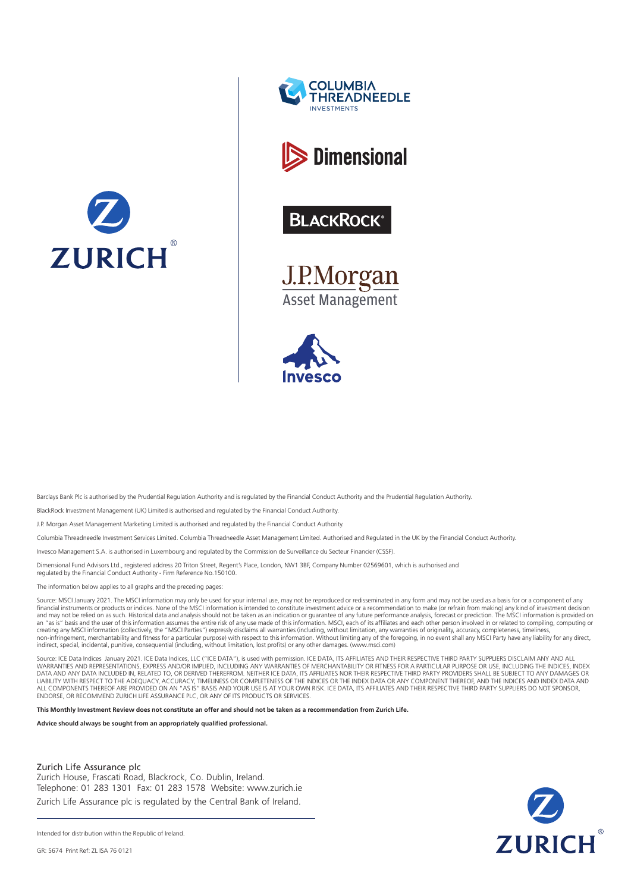Barclays Bank Plc is authorised by the Prudential Regulation Authority and is regulated by the Financial Conduct Authority and the Prudential Regulation Authority.

BlackRock Investment Management (UK) Limited is authorised and regulated by the Financial Conduct Authority.

J.P. Morgan Asset Management Marketing Limited is authorised and regulated by the Financial Conduct Authority.

Columbia Threadneedle Investment Services Limited. Columbia Threadneedle Asset Management Limited. Authorised and Regulated in the UK by the Financial Conduct Authority.

Invesco Management S.A. is authorised in Luxembourg and regulated by the Commission de Surveillance du Secteur Financier (CSSF).

Dimensional Fund Advisors Ltd., registered address 20 Triton Street, Regent's Place, London, NW1 3BF, Company Number 02569601, which is authorised and regulated by the Financial Conduct Authority - Firm Reference No.150100.

The information below applies to all graphs and the preceding pages:

Source: MSCI January 2021. The MSCI information may only be used for your internal use, may not be reproduced or redisseminated in any form and may not be used as a basis for or a component of any financial instruments or products or indices. None of the MSCI information is intended to constitute investment advice or a recommendation to make (or refrain from making) any kind of investment decision and may not be relied on as such. Historical data and analysis should not be taken as an indication or guarantee of any future performance analysis, forecast or prediction. The MSCI information is provided on an "as is" basis and the user of this information assumes the entire risk of any use made of this information. MSCI, each of its affiliates and each other person involved in or related to compiling, computing or creating any MSCI information (collectively, the "MSCI Parties") expressly disclaims all warranties (including, without limitation, any warranties of originality, accuracy, completeness, timeliness, non-infringement, merchantability and fitness for a particular purpose) with respect to this information. Without limiting any of the foregoing, in no event shall any MSCI Party have any liability for any direct, indirect, special, incidental, punitive, consequential (including, without limitation, lost profits) or any other damages. (www.msci.com)

Source: ICE Data Indices January 2021. ICE Data Indices, LLC ("ICE DATA"), is used with permission. ICE DATA, ITS AFFILIATES AND THEIR RESPECTIVE THIRD PARTY SUPPLIERS DISCLAIM ANY AND ALL WARRANTIES AND REPRESENTATIONS, EXPRESS AND/OR IMPLIED, INCLUDING ANY WARRANTIES OF MERCHANTABILITY OR FITNESS FOR A PARTICULAR PURPOSE OR USE, INCLUDING THE INDICES, INDEX DATA AND ANY DATA INCLUDED IN, RELATED TO, OR DERIVED THEREFROM. NEITHER ICE DATA, ITS AFFILIATES NOR THEIR RESPECTIVE THIRD PARTY PROVIDERS SHALL BE SUBJECT TO ANY DAMAGES OR LIABILITY WITH RESPECT TO THE ADEQUACY, ACCURACY, TIMELINESS OR COMPLETENESS OF THE INDICES OR THE INDEX DATA OR ANY COMPONENT THEREOF, AND THE INDICES AND INDEX DATA AND ALL COMPONENTS THEREOF ARE PROVIDED ON AN "AS IS" BASIS AND YOUR USE IS AT YOUR OWN RISK. ICE DATA, ITS AFFILIATES AND THEIR RESPECTIVE THIRD PARTY SUPPLIERS DO NOT SPONSOR, ENDORSE, OR RECOMMEND ZURICH LIFE ASSURANCE PLC, OR ANY OF ITS PRODUCTS OR SERVICES.

**This Monthly Investment Review does not constitute an offer and should not be taken as a recommendation from Zurich Life.**

**Advice should always be sought from an appropriately qualified professional.**

Zurich Life Assurance plc
Zurich House, Frascati Road, Blackrock, Co. Dublin, Ireland.
Telephone: 01 283 1301 Fax: 01 283 1578 Website: www.zurich.ie
Zurich Life Assurance plc is regulated by the Central Bank of Ireland.

Intended for distribution within the Republic of Ireland.

GR: 5674 Print Ref: ZL ISA 76 0121